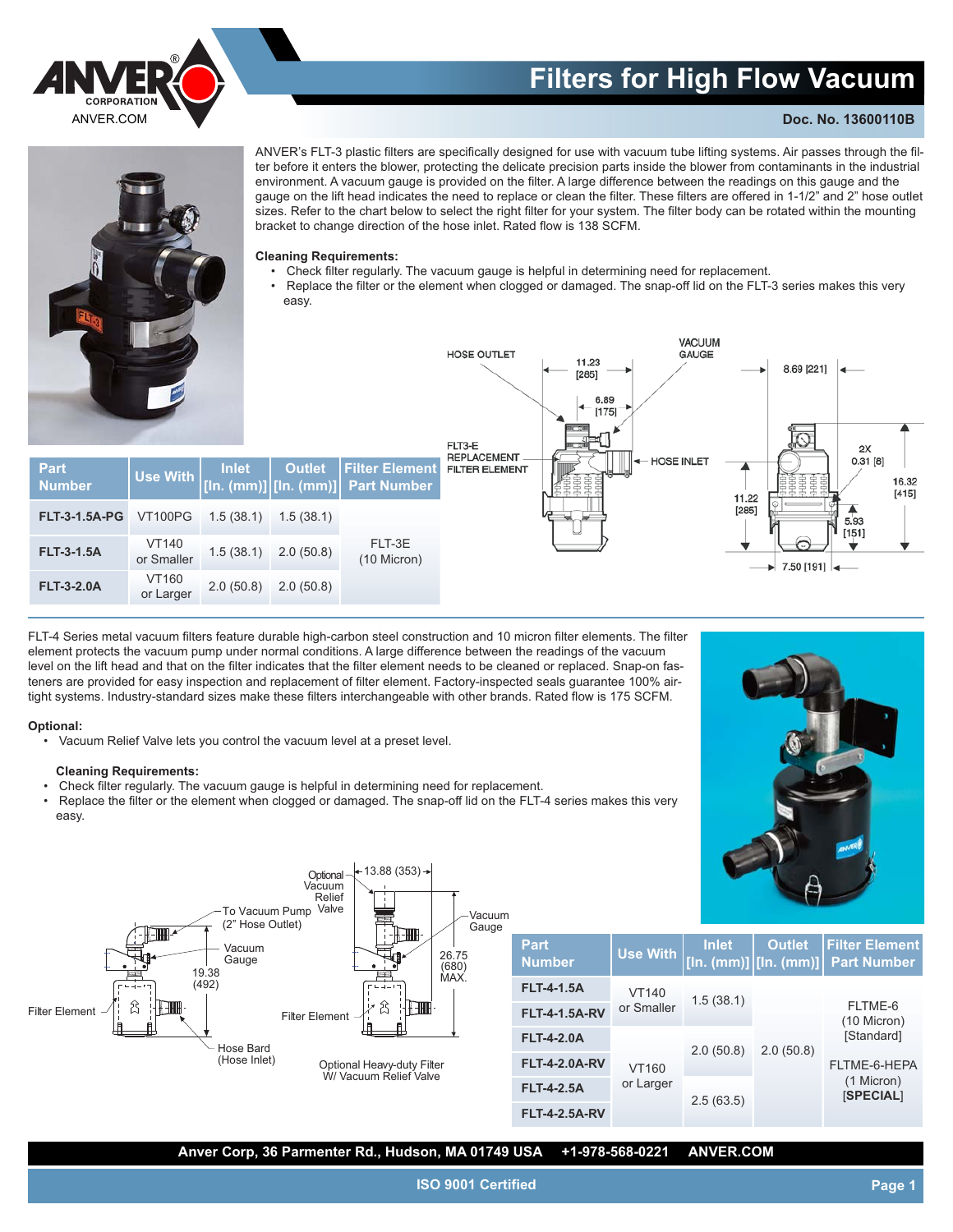# Filters for High Flow Vacuum

**Doc. No. 13600110B**

ANVER's FLT-3 plastic filters are specifically designed for use with vacuum tube lifting systems. Air passes through the filter before it enters the blower, protecting the delicate precision parts inside the blower from contaminants in the industrial environment. A vacuum gauge is provided on the filter. A large difference between the readings on this gauge and the gauge on the lift head indicates the need to replace or clean the filter. These filters are offered in 1-1/2" and 2" hose outlet sizes. Refer to the chart below to select the right filter for your system. The filter body can be rotated within the mounting bracket to change direction of the hose inlet. Rated flow is 138 SCFM.

**Cleaning Requirements:**

- Check filter regularly. The vacuum gauge is helpful in determining need for replacement.
- Replace the filter or the element when clogged or damaged. The snap-off lid on the FLT-3 series makes this very easy.

| Part Number | Use With | Inlet [In. (mm)] | Outlet [In. (mm)] | Filter Element Part Number |
|---|---|---|---|---|
| FLT-3-1.5A-PG | VT100PG | 1.5 (38.1) | 1.5 (38.1) | FLT-3E (10 Micron) |
| FLT-3-1.5A | VT140 or Smaller | 1.5 (38.1) | 2.0 (50.8) | |
| FLT-3-2.0A | VT160 or Larger | 2.0 (50.8) | 2.0 (50.8) | |

FLT-4 Series metal vacuum filters feature durable high-carbon steel construction and 10 micron filter elements. The filter element protects the vacuum pump under normal conditions. A large difference between the readings of the vacuum level on the lift head and that on the filter indicates that the filter element needs to be cleaned or replaced. Snap-on fasteners are provided for easy inspection and replacement of filter element. Factory-inspected seals guarantee 100% airtight systems. Industry-standard sizes make these filters interchangeable with other brands. Rated flow is 175 SCFM.

**Optional:**

- Vacuum Relief Valve lets you control the vacuum level at a preset level.

**Cleaning Requirements:**

- Check filter regularly. The vacuum gauge is helpful in determining need for replacement.
- Replace the filter or the element when clogged or damaged. The snap-off lid on the FLT-4 series makes this very easy.

Optional Heavy-duty Filter W/ Vacuum Relief Valve

| Part Number | Use With | Inlet [In. (mm)] | Outlet [In. (mm)] | Filter Element Part Number |
|---|---|---|---|---|
| FLT-4-1.5A | VT140 or Smaller | 1.5 (38.1) | 2.0 (50.8) | FLTME-6 (10 Micron) [Standard] FLTME-6-HEPA (1 Micron) [**SPECIAL**] |
| FLT-4-1.5A-RV | | | | |
| FLT-4-2.0A | VT160 or Larger | 2.0 (50.8) | | |
| FLT-4-2.0A-RV | | | | |
| FLT-4-2.5A | | 2.5 (63.5) | | |
| FLT-4-2.5A-RV | | | | |

Anver Corp, 36 Parmenter Rd., Hudson, MA 01749 USA +1-978-568-0221 ANVER.COM

ISO 9001 Certified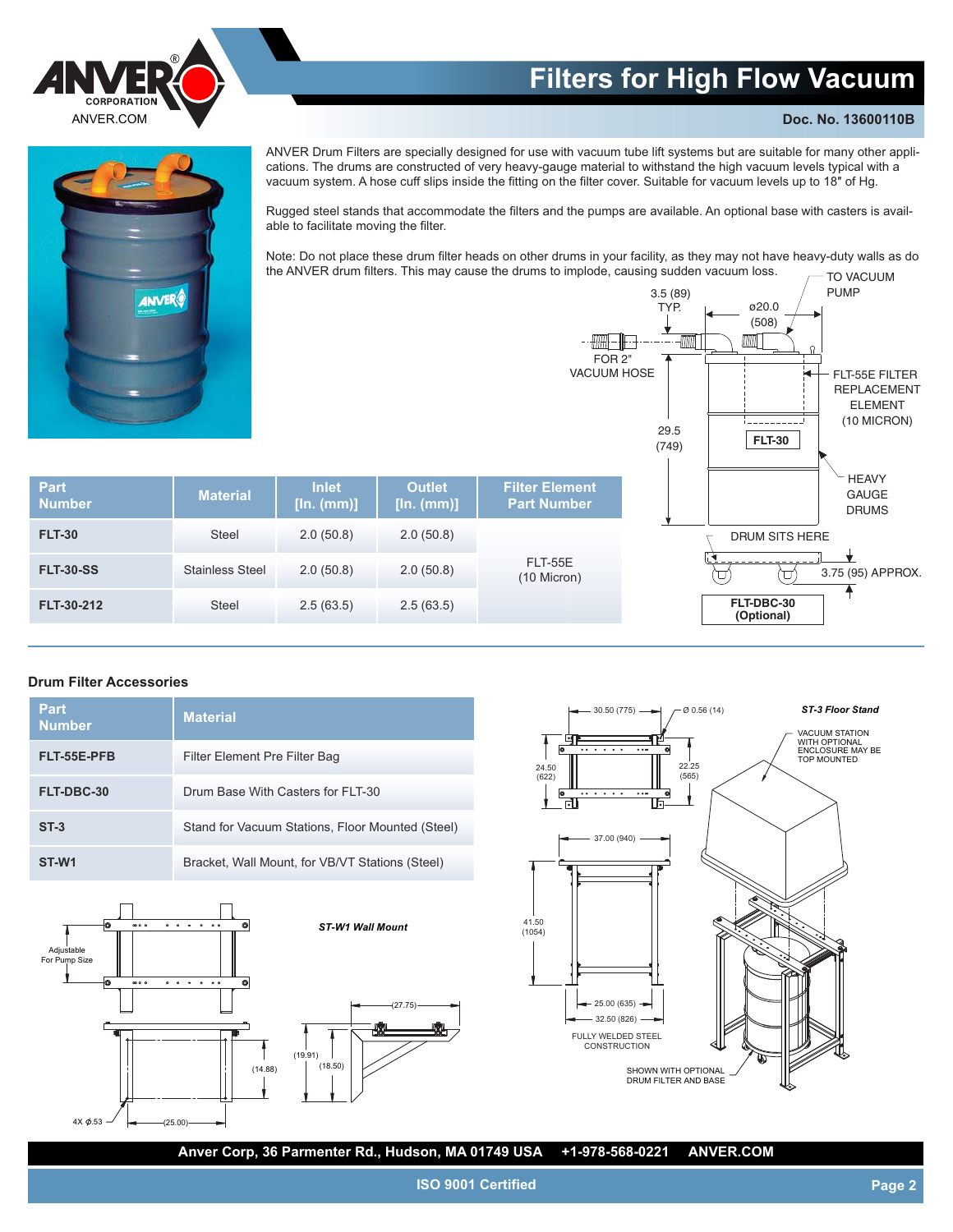# Filters for High Flow Vacuum

**Doc. No. 13600110B**

ANVER Drum Filters are specially designed for use with vacuum tube lift systems but are suitable for many other applications. The drums are constructed of very heavy-gauge material to withstand the high vacuum levels typical with a vacuum system. A hose cuff slips inside the fitting on the filter cover. Suitable for vacuum levels up to 18″ of Hg.

Rugged steel stands that accommodate the filters and the pumps are available. An optional base with casters is available to facilitate moving the filter.

Note: Do not place these drum filter heads on other drums in your facility, as they may not have heavy-duty walls as do the ANVER drum filters. This may cause the drums to implode, causing sudden vacuum loss.

TO VACUUM PUMP
3.5 (89) TYP.
ø20.0 (508)
FOR 2" VACUUM HOSE
FLT-55E FILTER REPLACEMENT ELEMENT (10 MICRON)
29.5 (749)
FLT-30
HEAVY GAUGE DRUMS
DRUM SITS HERE
3.75 (95) APPROX.
FLT-DBC-30 (Optional)

| Part Number | Material | Inlet [In. (mm)] | Outlet [In. (mm)] | Filter Element Part Number |
|---|---|---|---|---|
| FLT-30 | Steel | 2.0 (50.8) | 2.0 (50.8) | FLT-55E (10 Micron) |
| FLT-30-SS | Stainless Steel | 2.0 (50.8) | 2.0 (50.8) | |
| FLT-30-212 | Steel | 2.5 (63.5) | 2.5 (63.5) | |

## Drum Filter Accessories

| Part Number | Material |
|---|---|
| FLT-55E-PFB | Filter Element Pre Filter Bag |
| FLT-DBC-30 | Drum Base With Casters for FLT-30 |
| ST-3 | Stand for Vacuum Stations, Floor Mounted (Steel) |
| ST-W1 | Bracket, Wall Mount, for VB/VT Stations (Steel) |

*ST-W1 Wall Mount*

Adjustable For Pump Size
(14.88)
4X ϕ.53
(25.00)
(27.75)
(19.91)
(18.50)

*ST-3 Floor Stand*

30.50 (775)
Ø 0.56 (14)
24.50 (622)
22.25 (565)
37.00 (940)
41.50 (1054)
25.00 (635)
32.50 (826)
FULLY WELDED STEEL CONSTRUCTION
VACUUM STATION WITH OPTIONAL ENCLOSURE MAY BE TOP MOUNTED
SHOWN WITH OPTIONAL DRUM FILTER AND BASE

Anver Corp, 36 Parmenter Rd., Hudson, MA 01749 USA +1-978-568-0221 ANVER.COM

ISO 9001 Certified